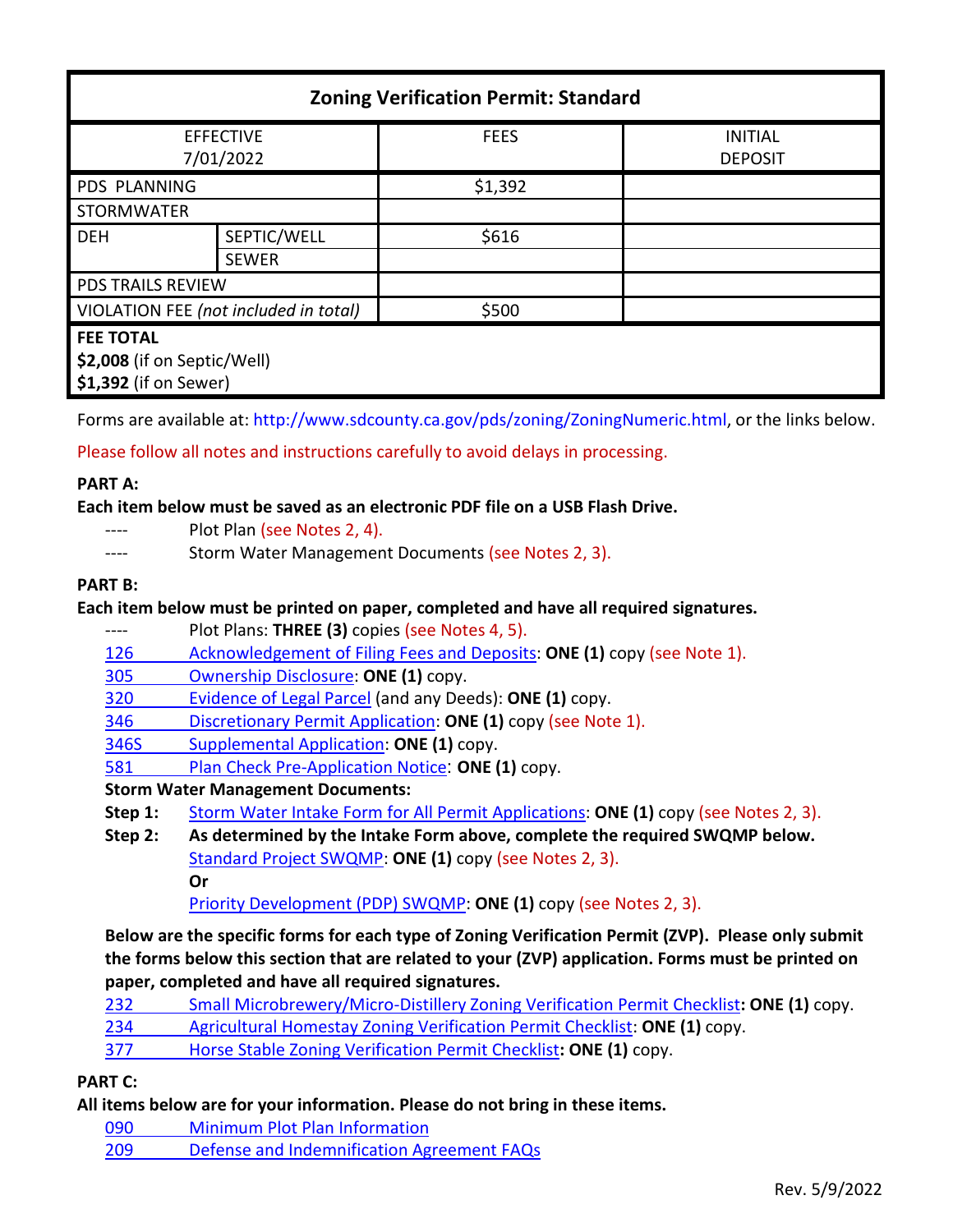| Zoning Verification Permit: Standard | | | |
|---|---|---|---|
| EFFECTIVE 7/01/2022 | | FEES | INITIAL DEPOSIT |
| PDS PLANNING | | $1,392 | |
| STORMWATER | | | |
| DEH | SEPTIC/WELL | $616 | |
| | SEWER | | |
| PDS TRAILS REVIEW | | | |
| VIOLATION FEE *(not included in total)* | | $500 | |
| **FEE TOTAL**<br>**$2,008** (if on Septic/Well)<br>**$1,392** (if on Sewer) | | | |

Forms are available at: http://www.sdcounty.ca.gov/pds/zoning/ZoningNumeric.html, or the links below.

Please follow all notes and instructions carefully to avoid delays in processing.

**PART A:**

**Each item below must be saved as an electronic PDF file on a USB Flash Drive.**

- ---- Plot Plan (see Notes 2, 4).
- ---- Storm Water Management Documents (see Notes 2, 3).

**PART B:**

**Each item below must be printed on paper, completed and have all required signatures.**

- ---- Plot Plans: **THREE (3)** copies (see Notes 4, 5).
- 126 Acknowledgement of Filing Fees and Deposits: **ONE (1)** copy (see Note 1).
- 305 Ownership Disclosure: **ONE (1)** copy.
- 320 Evidence of Legal Parcel (and any Deeds): **ONE (1)** copy.
- 346 Discretionary Permit Application: **ONE (1)** copy (see Note 1).
- 346S Supplemental Application: **ONE (1)** copy.
- 581 Plan Check Pre-Application Notice: **ONE (1)** copy.

**Storm Water Management Documents:**

**Step 1:** Storm Water Intake Form for All Permit Applications: **ONE (1)** copy (see Notes 2, 3).

**Step 2:** **As determined by the Intake Form above, complete the required SWQMP below.**
Standard Project SWQMP: **ONE (1)** copy (see Notes 2, 3).
**Or**
Priority Development (PDP) SWQMP: **ONE (1)** copy (see Notes 2, 3).

**Below are the specific forms for each type of Zoning Verification Permit (ZVP). Please only submit the forms below this section that are related to your (ZVP) application. Forms must be printed on paper, completed and have all required signatures.**

- 232 Small Microbrewery/Micro-Distillery Zoning Verification Permit Checklist**: ONE (1)** copy.
- 234 Agricultural Homestay Zoning Verification Permit Checklist: **ONE (1)** copy.
- 377 Horse Stable Zoning Verification Permit Checklist**: ONE (1)** copy.

**PART C:**

**All items below are for your information. Please do not bring in these items.**

- 090 Minimum Plot Plan Information
- 209 Defense and Indemnification Agreement FAQs

Rev. 5/9/2022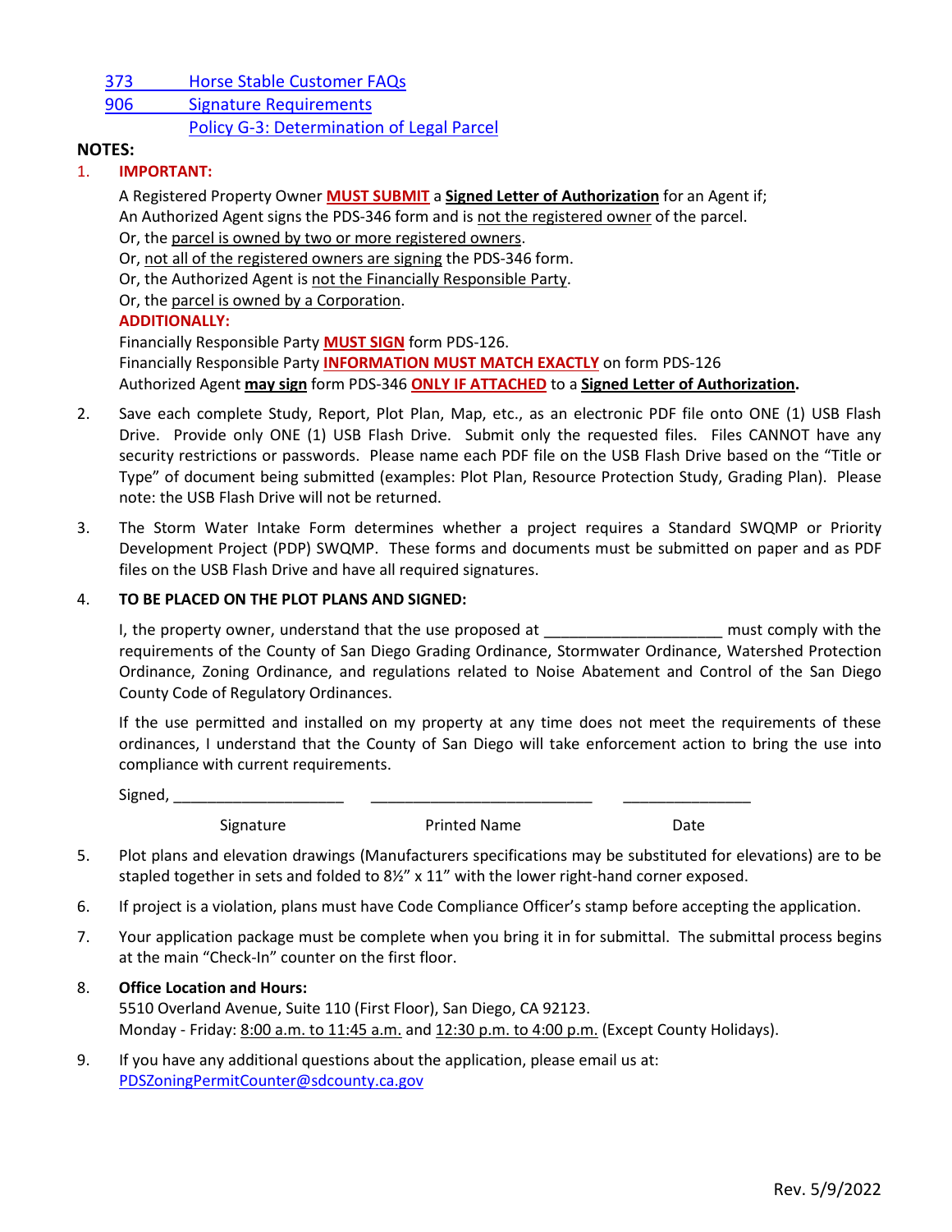[373 Horse Stable Customer FAQs](#)
[906 Signature Requirements](#)
[Policy G-3: Determination of Legal Parcel](#)

**NOTES:**

1. **IMPORTANT:**

   A Registered Property Owner **MUST SUBMIT** a **Signed Letter of Authorization** for an Agent if;
   An Authorized Agent signs the PDS-346 form and is not the registered owner of the parcel.
   Or, the parcel is owned by two or more registered owners.
   Or, not all of the registered owners are signing the PDS-346 form.
   Or, the Authorized Agent is not the Financially Responsible Party.
   Or, the parcel is owned by a Corporation.

   **ADDITIONALLY:**
   Financially Responsible Party **MUST SIGN** form PDS-126.
   Financially Responsible Party **INFORMATION MUST MATCH EXACTLY** on form PDS-126
   Authorized Agent **may sign** form PDS-346 **ONLY IF ATTACHED** to a **Signed Letter of Authorization.**

2. Save each complete Study, Report, Plot Plan, Map, etc., as an electronic PDF file onto ONE (1) USB Flash Drive. Provide only ONE (1) USB Flash Drive. Submit only the requested files. Files CANNOT have any security restrictions or passwords. Please name each PDF file on the USB Flash Drive based on the "Title or Type" of document being submitted (examples: Plot Plan, Resource Protection Study, Grading Plan). Please note: the USB Flash Drive will not be returned.

3. The Storm Water Intake Form determines whether a project requires a Standard SWQMP or Priority Development Project (PDP) SWQMP. These forms and documents must be submitted on paper and as PDF files on the USB Flash Drive and have all required signatures.

4. **TO BE PLACED ON THE PLOT PLANS AND SIGNED:**

   I, the property owner, understand that the use proposed at ____________________ must comply with the requirements of the County of San Diego Grading Ordinance, Stormwater Ordinance, Watershed Protection Ordinance, Zoning Ordinance, and regulations related to Noise Abatement and Control of the San Diego County Code of Regulatory Ordinances.

   If the use permitted and installed on my property at any time does not meet the requirements of these ordinances, I understand that the County of San Diego will take enforcement action to bring the use into compliance with current requirements.

   Signed, ____________________ ____________________ ______________

   Signature Printed Name Date

5. Plot plans and elevation drawings (Manufacturers specifications may be substituted for elevations) are to be stapled together in sets and folded to 8½" x 11" with the lower right-hand corner exposed.

6. If project is a violation, plans must have Code Compliance Officer's stamp before accepting the application.

7. Your application package must be complete when you bring it in for submittal. The submittal process begins at the main "Check-In" counter on the first floor.

8. **Office Location and Hours:**
   5510 Overland Avenue, Suite 110 (First Floor), San Diego, CA 92123.
   Monday - Friday: 8:00 a.m. to 11:45 a.m. and 12:30 p.m. to 4:00 p.m. (Except County Holidays).

9. If you have any additional questions about the application, please email us at:
   PDSZoningPermitCounter@sdcounty.ca.gov

Rev. 5/9/2022